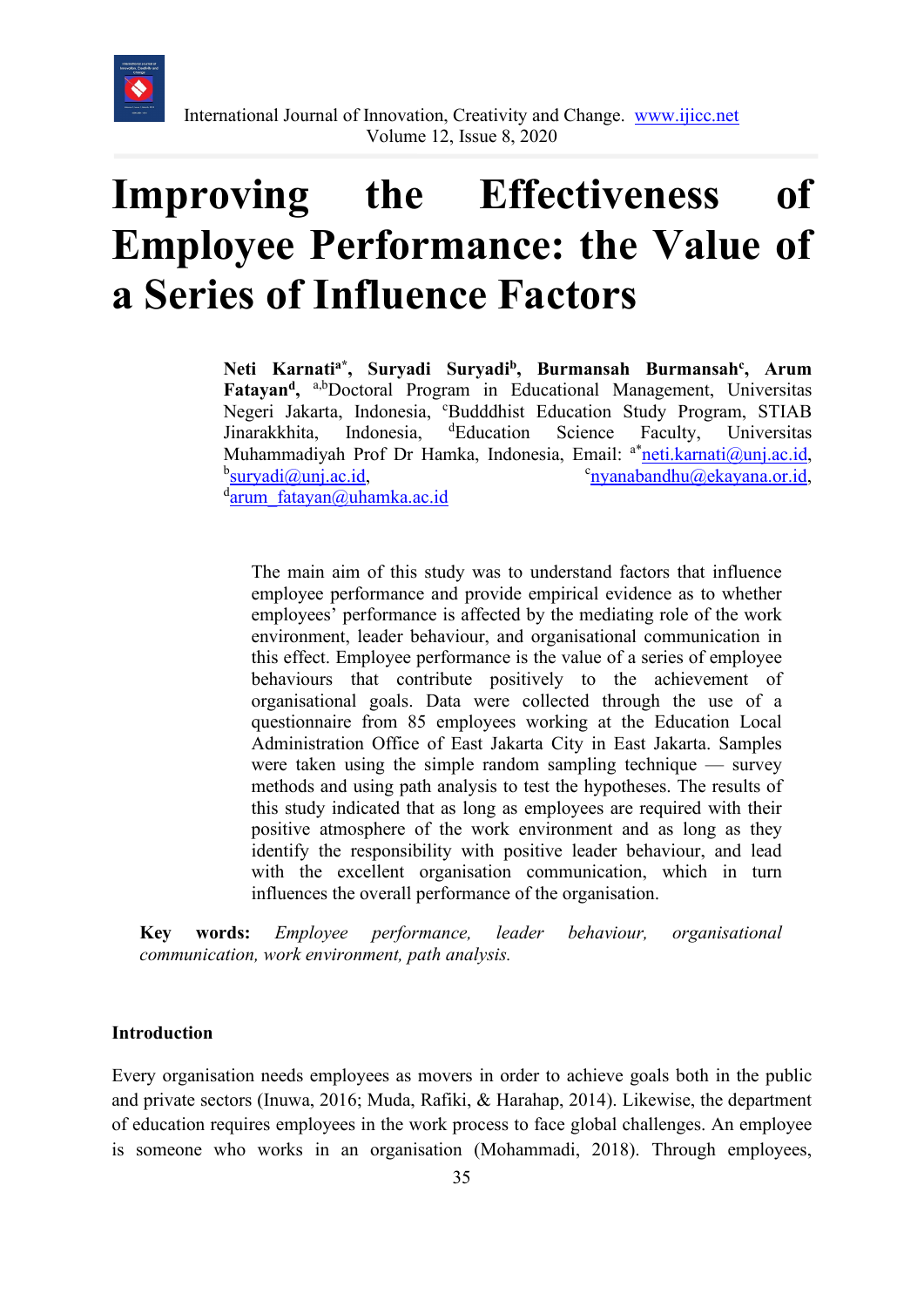# Improving the Effectiveness of Employee Performance: the Value of a Series of Influence Factors

**Neti Karnati[a*], Suryadi Suryadi[b], Burmansah Burmansah[c], Arum Fatayan[d]**, [a,b]Doctoral Program in Educational Management, Universitas Negeri Jakarta, Indonesia, [c]Budddhist Education Study Program, STIAB Jinarakkhita, Indonesia, [d]Education Science Faculty, Universitas Muhammadiyah Prof Dr Hamka, Indonesia, Email: [a*]neti.karnati@unj.ac.id, [b]suryadi@unj.ac.id, [c]nyanabandhu@ekayana.or.id, [d]arum_fatayan@uhamka.ac.id

The main aim of this study was to understand factors that influence employee performance and provide empirical evidence as to whether employees' performance is affected by the mediating role of the work environment, leader behaviour, and organisational communication in this effect. Employee performance is the value of a series of employee behaviours that contribute positively to the achievement of organisational goals. Data were collected through the use of a questionnaire from 85 employees working at the Education Local Administration Office of East Jakarta City in East Jakarta. Samples were taken using the simple random sampling technique — survey methods and using path analysis to test the hypotheses. The results of this study indicated that as long as employees are required with their positive atmosphere of the work environment and as long as they identify the responsibility with positive leader behaviour, and lead with the excellent organisation communication, which in turn influences the overall performance of the organisation.

**Key words:** *Employee performance, leader behaviour, organisational communication, work environment, path analysis.*

## Introduction

Every organisation needs employees as movers in order to achieve goals both in the public and private sectors (Inuwa, 2016; Muda, Rafiki, & Harahap, 2014). Likewise, the department of education requires employees in the work process to face global challenges. An employee is someone who works in an organisation (Mohammadi, 2018). Through employees,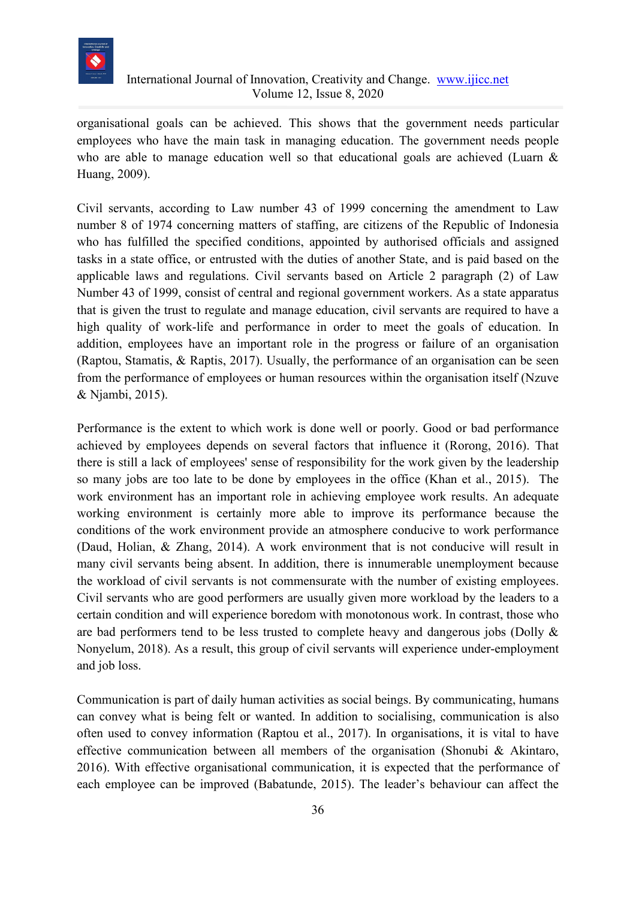organisational goals can be achieved. This shows that the government needs particular employees who have the main task in managing education. The government needs people who are able to manage education well so that educational goals are achieved (Luarn & Huang, 2009).

Civil servants, according to Law number 43 of 1999 concerning the amendment to Law number 8 of 1974 concerning matters of staffing, are citizens of the Republic of Indonesia who has fulfilled the specified conditions, appointed by authorised officials and assigned tasks in a state office, or entrusted with the duties of another State, and is paid based on the applicable laws and regulations. Civil servants based on Article 2 paragraph (2) of Law Number 43 of 1999, consist of central and regional government workers. As a state apparatus that is given the trust to regulate and manage education, civil servants are required to have a high quality of work-life and performance in order to meet the goals of education. In addition, employees have an important role in the progress or failure of an organisation (Raptou, Stamatis, & Raptis, 2017). Usually, the performance of an organisation can be seen from the performance of employees or human resources within the organisation itself (Nzuve & Njambi, 2015).

Performance is the extent to which work is done well or poorly. Good or bad performance achieved by employees depends on several factors that influence it (Rorong, 2016). That there is still a lack of employees' sense of responsibility for the work given by the leadership so many jobs are too late to be done by employees in the office (Khan et al., 2015). The work environment has an important role in achieving employee work results. An adequate working environment is certainly more able to improve its performance because the conditions of the work environment provide an atmosphere conducive to work performance (Daud, Holian, & Zhang, 2014). A work environment that is not conducive will result in many civil servants being absent. In addition, there is innumerable unemployment because the workload of civil servants is not commensurate with the number of existing employees. Civil servants who are good performers are usually given more workload by the leaders to a certain condition and will experience boredom with monotonous work. In contrast, those who are bad performers tend to be less trusted to complete heavy and dangerous jobs (Dolly & Nonyelum, 2018). As a result, this group of civil servants will experience under-employment and job loss.

Communication is part of daily human activities as social beings. By communicating, humans can convey what is being felt or wanted. In addition to socialising, communication is also often used to convey information (Raptou et al., 2017). In organisations, it is vital to have effective communication between all members of the organisation (Shonubi & Akintaro, 2016). With effective organisational communication, it is expected that the performance of each employee can be improved (Babatunde, 2015). The leader's behaviour can affect the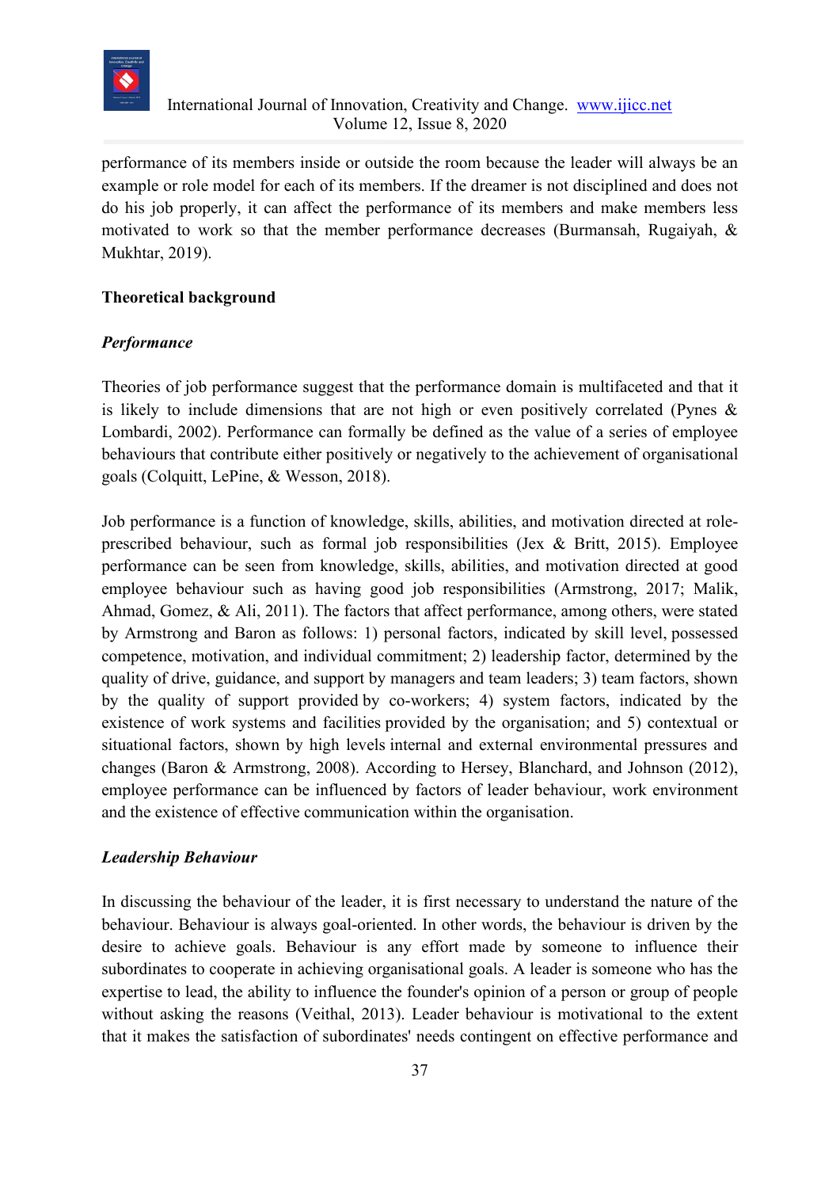performance of its members inside or outside the room because the leader will always be an example or role model for each of its members. If the dreamer is not disciplined and does not do his job properly, it can affect the performance of its members and make members less motivated to work so that the member performance decreases (Burmansah, Rugaiyah, & Mukhtar, 2019).

## Theoretical background

### *Performance*

Theories of job performance suggest that the performance domain is multifaceted and that it is likely to include dimensions that are not high or even positively correlated (Pynes & Lombardi, 2002). Performance can formally be defined as the value of a series of employee behaviours that contribute either positively or negatively to the achievement of organisational goals (Colquitt, LePine, & Wesson, 2018).

Job performance is a function of knowledge, skills, abilities, and motivation directed at role-prescribed behaviour, such as formal job responsibilities (Jex & Britt, 2015). Employee performance can be seen from knowledge, skills, abilities, and motivation directed at good employee behaviour such as having good job responsibilities (Armstrong, 2017; Malik, Ahmad, Gomez, & Ali, 2011). The factors that affect performance, among others, were stated by Armstrong and Baron as follows: 1) personal factors, indicated by skill level, possessed competence, motivation, and individual commitment; 2) leadership factor, determined by the quality of drive, guidance, and support by managers and team leaders; 3) team factors, shown by the quality of support provided by co-workers; 4) system factors, indicated by the existence of work systems and facilities provided by the organisation; and 5) contextual or situational factors, shown by high levels internal and external environmental pressures and changes (Baron & Armstrong, 2008). According to Hersey, Blanchard, and Johnson (2012), employee performance can be influenced by factors of leader behaviour, work environment and the existence of effective communication within the organisation.

### *Leadership Behaviour*

In discussing the behaviour of the leader, it is first necessary to understand the nature of the behaviour. Behaviour is always goal-oriented. In other words, the behaviour is driven by the desire to achieve goals. Behaviour is any effort made by someone to influence their subordinates to cooperate in achieving organisational goals. A leader is someone who has the expertise to lead, the ability to influence the founder's opinion of a person or group of people without asking the reasons (Veithal, 2013). Leader behaviour is motivational to the extent that it makes the satisfaction of subordinates' needs contingent on effective performance and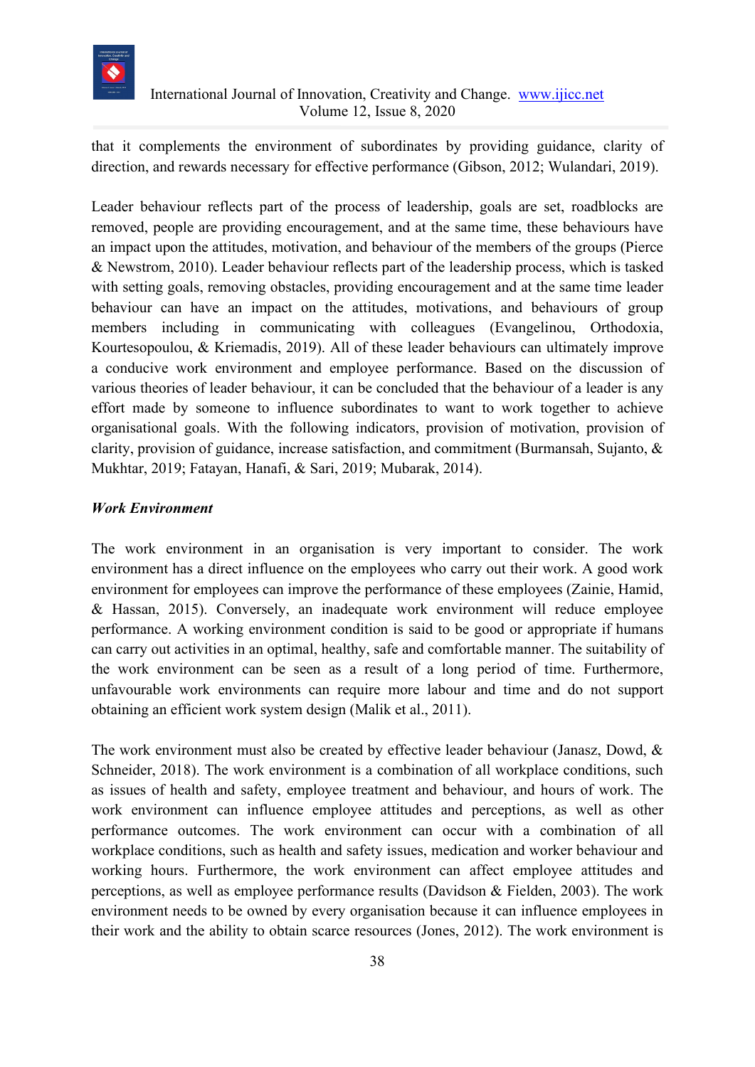that it complements the environment of subordinates by providing guidance, clarity of direction, and rewards necessary for effective performance (Gibson, 2012; Wulandari, 2019).

Leader behaviour reflects part of the process of leadership, goals are set, roadblocks are removed, people are providing encouragement, and at the same time, these behaviours have an impact upon the attitudes, motivation, and behaviour of the members of the groups (Pierce & Newstrom, 2010). Leader behaviour reflects part of the leadership process, which is tasked with setting goals, removing obstacles, providing encouragement and at the same time leader behaviour can have an impact on the attitudes, motivations, and behaviours of group members including in communicating with colleagues (Evangelinou, Orthodoxia, Kourtesopoulou, & Kriemadis, 2019). All of these leader behaviours can ultimately improve a conducive work environment and employee performance. Based on the discussion of various theories of leader behaviour, it can be concluded that the behaviour of a leader is any effort made by someone to influence subordinates to want to work together to achieve organisational goals. With the following indicators, provision of motivation, provision of clarity, provision of guidance, increase satisfaction, and commitment (Burmansah, Sujanto, & Mukhtar, 2019; Fatayan, Hanafi, & Sari, 2019; Mubarak, 2014).

***Work Environment***

The work environment in an organisation is very important to consider. The work environment has a direct influence on the employees who carry out their work. A good work environment for employees can improve the performance of these employees (Zainie, Hamid, & Hassan, 2015). Conversely, an inadequate work environment will reduce employee performance. A working environment condition is said to be good or appropriate if humans can carry out activities in an optimal, healthy, safe and comfortable manner. The suitability of the work environment can be seen as a result of a long period of time. Furthermore, unfavourable work environments can require more labour and time and do not support obtaining an efficient work system design (Malik et al., 2011).

The work environment must also be created by effective leader behaviour (Janasz, Dowd, & Schneider, 2018). The work environment is a combination of all workplace conditions, such as issues of health and safety, employee treatment and behaviour, and hours of work. The work environment can influence employee attitudes and perceptions, as well as other performance outcomes. The work environment can occur with a combination of all workplace conditions, such as health and safety issues, medication and worker behaviour and working hours. Furthermore, the work environment can affect employee attitudes and perceptions, as well as employee performance results (Davidson & Fielden, 2003). The work environment needs to be owned by every organisation because it can influence employees in their work and the ability to obtain scarce resources (Jones, 2012). The work environment is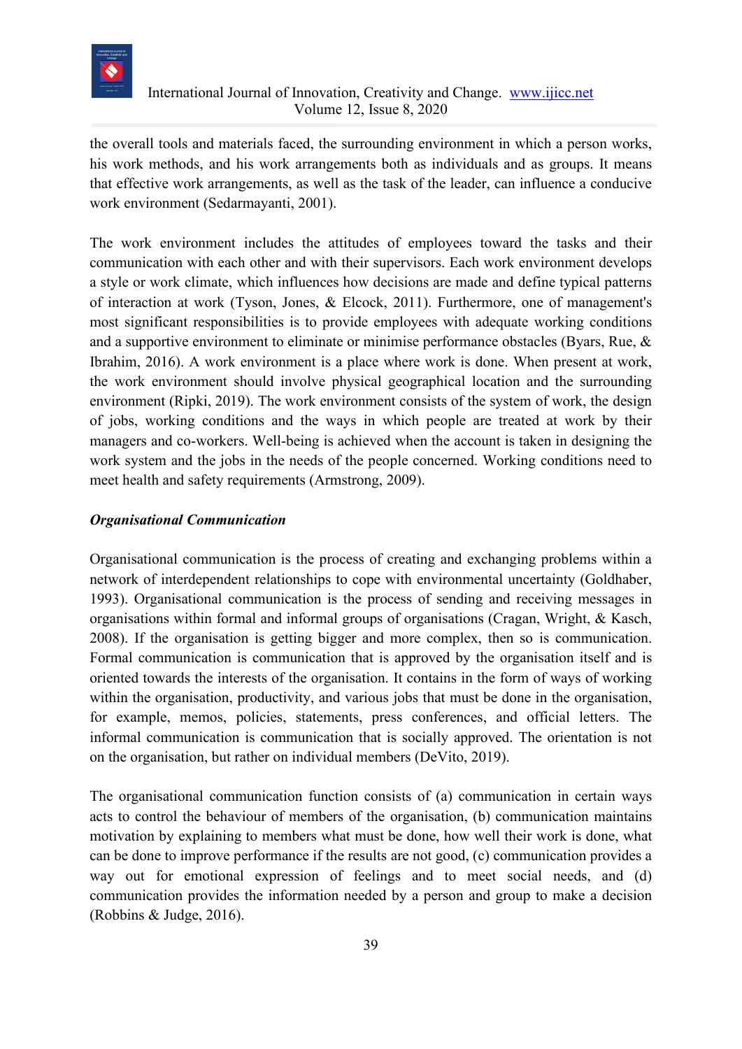the overall tools and materials faced, the surrounding environment in which a person works, his work methods, and his work arrangements both as individuals and as groups. It means that effective work arrangements, as well as the task of the leader, can influence a conducive work environment (Sedarmayanti, 2001).

The work environment includes the attitudes of employees toward the tasks and their communication with each other and with their supervisors. Each work environment develops a style or work climate, which influences how decisions are made and define typical patterns of interaction at work (Tyson, Jones, & Elcock, 2011). Furthermore, one of management's most significant responsibilities is to provide employees with adequate working conditions and a supportive environment to eliminate or minimise performance obstacles (Byars, Rue, & Ibrahim, 2016). A work environment is a place where work is done. When present at work, the work environment should involve physical geographical location and the surrounding environment (Ripki, 2019). The work environment consists of the system of work, the design of jobs, working conditions and the ways in which people are treated at work by their managers and co-workers. Well-being is achieved when the account is taken in designing the work system and the jobs in the needs of the people concerned. Working conditions need to meet health and safety requirements (Armstrong, 2009).

***Organisational Communication***

Organisational communication is the process of creating and exchanging problems within a network of interdependent relationships to cope with environmental uncertainty (Goldhaber, 1993). Organisational communication is the process of sending and receiving messages in organisations within formal and informal groups of organisations (Cragan, Wright, & Kasch, 2008). If the organisation is getting bigger and more complex, then so is communication. Formal communication is communication that is approved by the organisation itself and is oriented towards the interests of the organisation. It contains in the form of ways of working within the organisation, productivity, and various jobs that must be done in the organisation, for example, memos, policies, statements, press conferences, and official letters. The informal communication is communication that is socially approved. The orientation is not on the organisation, but rather on individual members (DeVito, 2019).

The organisational communication function consists of (a) communication in certain ways acts to control the behaviour of members of the organisation, (b) communication maintains motivation by explaining to members what must be done, how well their work is done, what can be done to improve performance if the results are not good, (c) communication provides a way out for emotional expression of feelings and to meet social needs, and (d) communication provides the information needed by a person and group to make a decision (Robbins & Judge, 2016).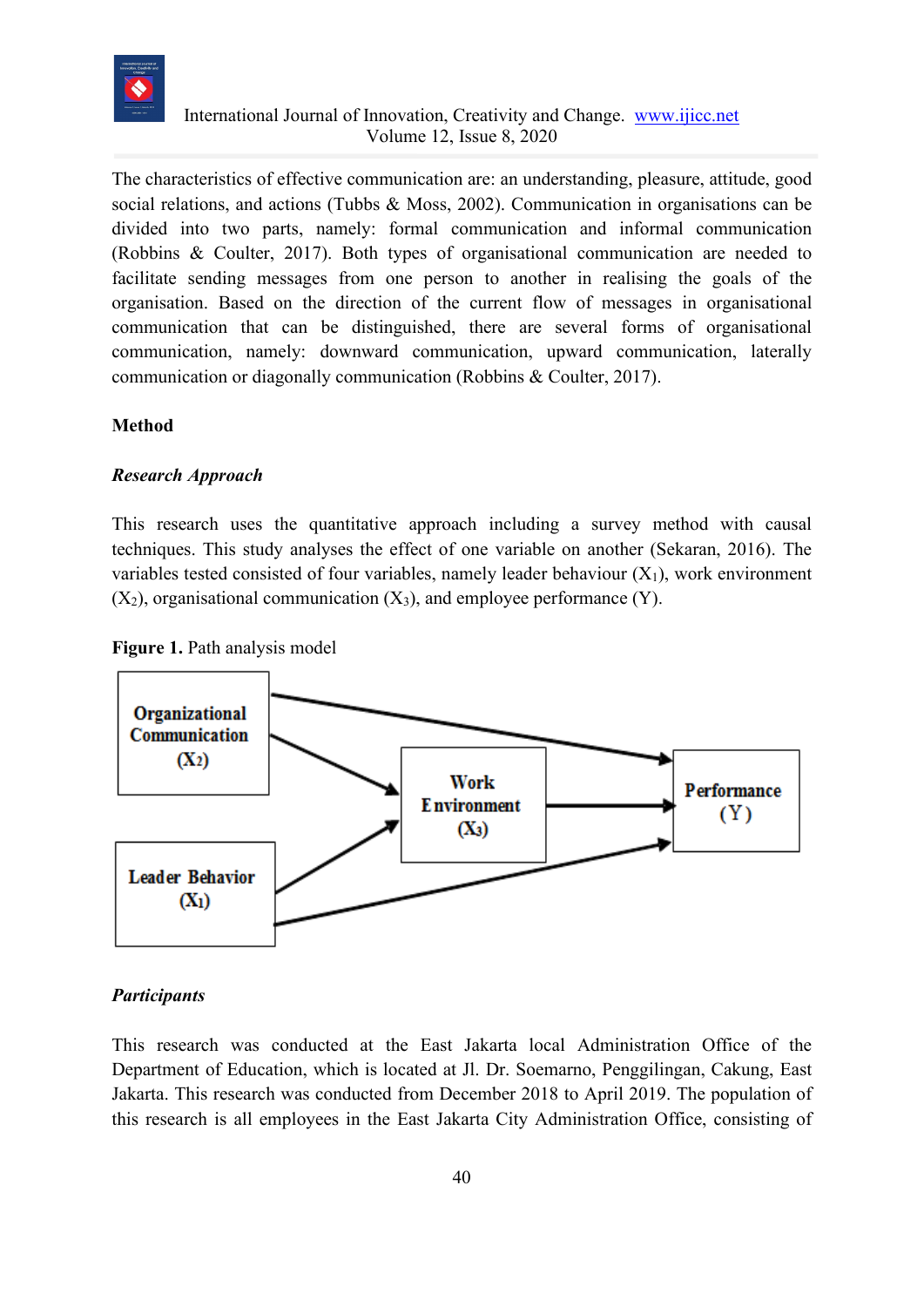The characteristics of effective communication are: an understanding, pleasure, attitude, good social relations, and actions (Tubbs & Moss, 2002). Communication in organisations can be divided into two parts, namely: formal communication and informal communication (Robbins & Coulter, 2017). Both types of organisational communication are needed to facilitate sending messages from one person to another in realising the goals of the organisation. Based on the direction of the current flow of messages in organisational communication that can be distinguished, there are several forms of organisational communication, namely: downward communication, upward communication, laterally communication or diagonally communication (Robbins & Coulter, 2017).

## Method

### *Research Approach*

This research uses the quantitative approach including a survey method with causal techniques. This study analyses the effect of one variable on another (Sekaran, 2016). The variables tested consisted of four variables, namely leader behaviour ($X_1$), work environment ($X_2$), organisational communication ($X_3$), and employee performance (Y).

**Figure 1.** Path analysis model

Organizational Communication ($X_2$)

Leader Behavior ($X_1$)

Work Environment ($X_3$)

Performance (Y)

### *Participants*

This research was conducted at the East Jakarta local Administration Office of the Department of Education, which is located at Jl. Dr. Soemarno, Penggilingan, Cakung, East Jakarta. This research was conducted from December 2018 to April 2019. The population of this research is all employees in the East Jakarta City Administration Office, consisting of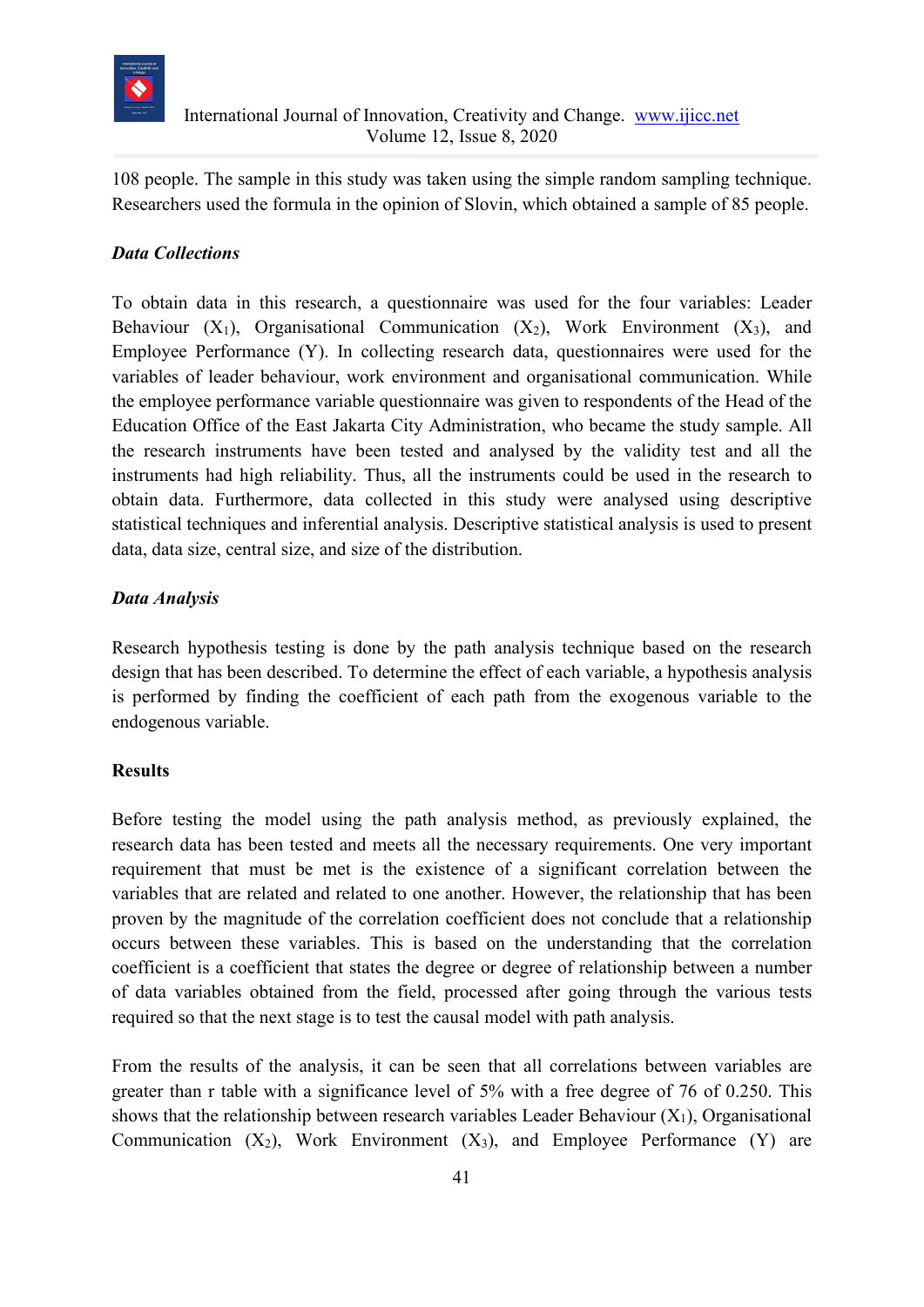108 people. The sample in this study was taken using the simple random sampling technique. Researchers used the formula in the opinion of Slovin, which obtained a sample of 85 people.

### *Data Collections*

To obtain data in this research, a questionnaire was used for the four variables: Leader Behaviour ($X_1$), Organisational Communication ($X_2$), Work Environment ($X_3$), and Employee Performance (Y). In collecting research data, questionnaires were used for the variables of leader behaviour, work environment and organisational communication. While the employee performance variable questionnaire was given to respondents of the Head of the Education Office of the East Jakarta City Administration, who became the study sample. All the research instruments have been tested and analysed by the validity test and all the instruments had high reliability. Thus, all the instruments could be used in the research to obtain data. Furthermore, data collected in this study were analysed using descriptive statistical techniques and inferential analysis. Descriptive statistical analysis is used to present data, data size, central size, and size of the distribution.

### *Data Analysis*

Research hypothesis testing is done by the path analysis technique based on the research design that has been described. To determine the effect of each variable, a hypothesis analysis is performed by finding the coefficient of each path from the exogenous variable to the endogenous variable.

## Results

Before testing the model using the path analysis method, as previously explained, the research data has been tested and meets all the necessary requirements. One very important requirement that must be met is the existence of a significant correlation between the variables that are related and related to one another. However, the relationship that has been proven by the magnitude of the correlation coefficient does not conclude that a relationship occurs between these variables. This is based on the understanding that the correlation coefficient is a coefficient that states the degree or degree of relationship between a number of data variables obtained from the field, processed after going through the various tests required so that the next stage is to test the causal model with path analysis.

From the results of the analysis, it can be seen that all correlations between variables are greater than r table with a significance level of 5% with a free degree of 76 of 0.250. This shows that the relationship between research variables Leader Behaviour ($X_1$), Organisational Communication ($X_2$), Work Environment ($X_3$), and Employee Performance (Y) are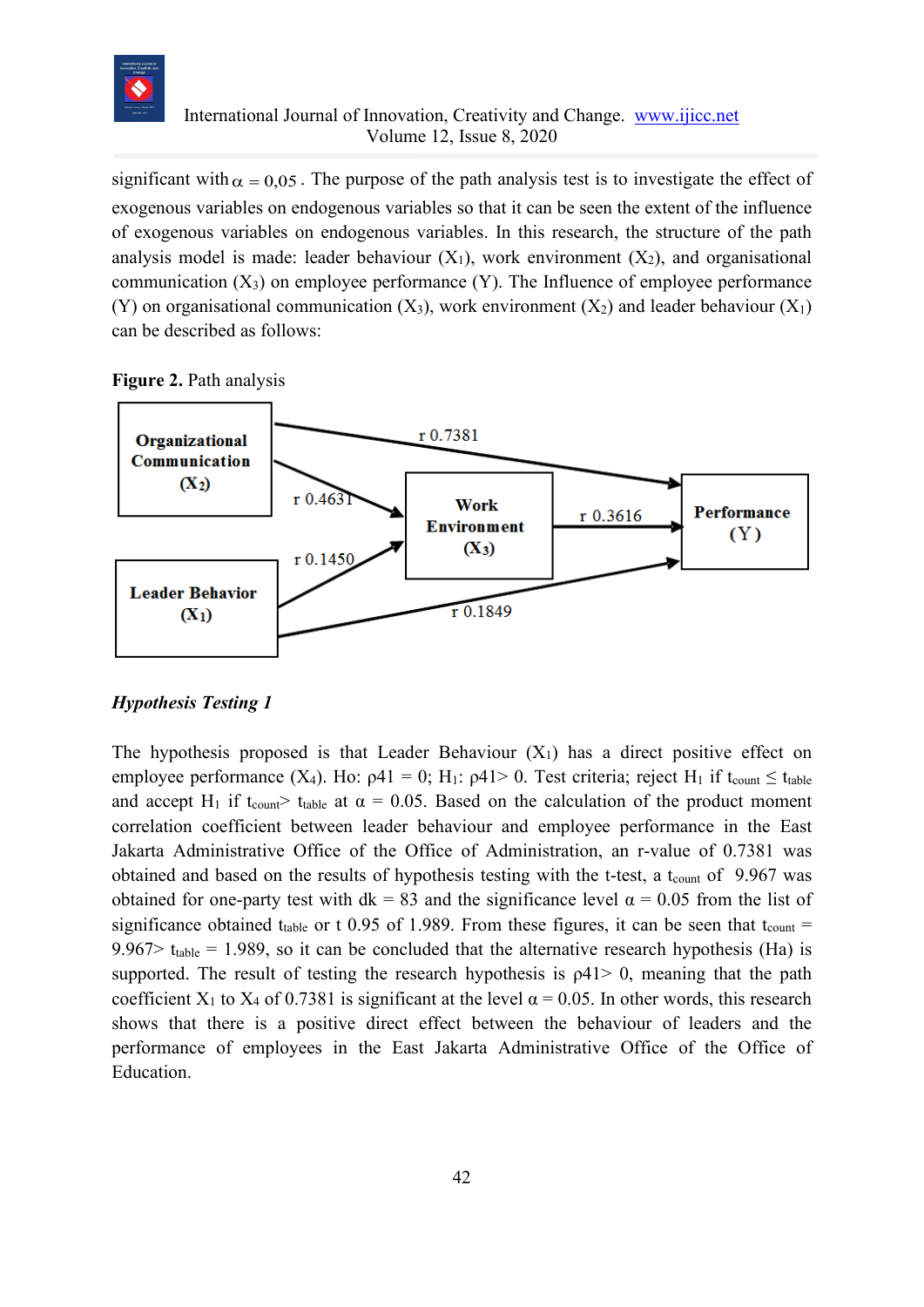significant with $\alpha = 0{,}05$ . The purpose of the path analysis test is to investigate the effect of exogenous variables on endogenous variables so that it can be seen the extent of the influence of exogenous variables on endogenous variables. In this research, the structure of the path analysis model is made: leader behaviour ($X_1$), work environment ($X_2$), and organisational communication ($X_3$) on employee performance (Y). The Influence of employee performance (Y) on organisational communication ($X_3$), work environment ($X_2$) and leader behaviour ($X_1$) can be described as follows:

**Figure 2.** Path analysis

Organizational Communication ($X_2$)

Work Environment ($X_3$)

Performance (Y)

Leader Behavior ($X_1$)

r 0.7381

r 0.4631

r 0.3616

r 0.1450

r 0.1849

### *Hypothesis Testing 1*

The hypothesis proposed is that Leader Behaviour ($X_1$) has a direct positive effect on employee performance ($X_4$). Ho: $\rho 41 = 0$; $H_1$: $\rho 41 > 0$. Test criteria; reject $H_1$ if $t_{count} \leq t_{table}$ and accept $H_1$ if $t_{count} > t_{table}$ at $\alpha = 0.05$. Based on the calculation of the product moment correlation coefficient between leader behaviour and employee performance in the East Jakarta Administrative Office of the Office of Administration, an r-value of 0.7381 was obtained and based on the results of hypothesis testing with the t-test, a $t_{count}$ of 9.967 was obtained for one-party test with dk = 83 and the significance level $\alpha = 0.05$ from the list of significance obtained $t_{table}$ or t 0.95 of 1.989. From these figures, it can be seen that $t_{count} = 9.967 > t_{table} = 1.989$, so it can be concluded that the alternative research hypothesis (Ha) is supported. The result of testing the research hypothesis is $\rho 41 > 0$, meaning that the path coefficient $X_1$ to $X_4$ of 0.7381 is significant at the level $\alpha = 0.05$. In other words, this research shows that there is a positive direct effect between the behaviour of leaders and the performance of employees in the East Jakarta Administrative Office of the Office of Education.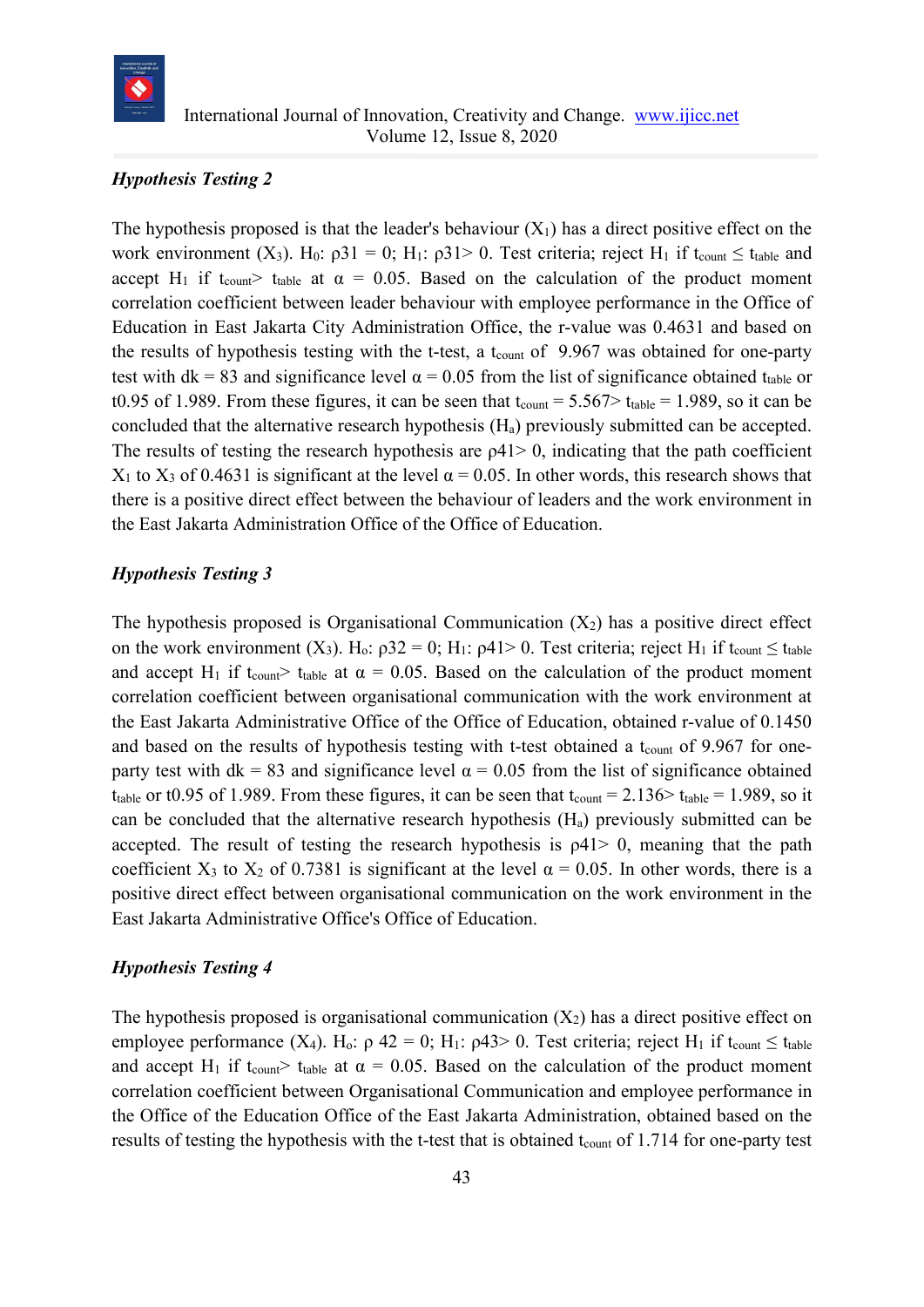***Hypothesis Testing 2***

The hypothesis proposed is that the leader's behaviour ($X_1$) has a direct positive effect on the work environment ($X_3$). $H_0$: ρ31 = 0; $H_1$: ρ31> 0. Test criteria; reject $H_1$ if $t_{count} \leq t_{table}$ and accept $H_1$ if $t_{count} > t_{table}$ at α = 0.05. Based on the calculation of the product moment correlation coefficient between leader behaviour with employee performance in the Office of Education in East Jakarta City Administration Office, the r-value was 0.4631 and based on the results of hypothesis testing with the t-test, a $t_{count}$ of 9.967 was obtained for one-party test with dk = 83 and significance level α = 0.05 from the list of significance obtained $t_{table}$ or t0.95 of 1.989. From these figures, it can be seen that $t_{count} = 5.567 > t_{table} = 1.989$, so it can be concluded that the alternative research hypothesis ($H_a$) previously submitted can be accepted. The results of testing the research hypothesis are ρ41> 0, indicating that the path coefficient $X_1$ to $X_3$ of 0.4631 is significant at the level α = 0.05. In other words, this research shows that there is a positive direct effect between the behaviour of leaders and the work environment in the East Jakarta Administration Office of the Office of Education.

***Hypothesis Testing 3***

The hypothesis proposed is Organisational Communication ($X_2$) has a positive direct effect on the work environment ($X_3$). $H_o$: ρ32 = 0; $H_1$: ρ41> 0. Test criteria; reject $H_1$ if $t_{count} \leq t_{table}$ and accept $H_1$ if $t_{count} > t_{table}$ at α = 0.05. Based on the calculation of the product moment correlation coefficient between organisational communication with the work environment at the East Jakarta Administrative Office of the Office of Education, obtained r-value of 0.1450 and based on the results of hypothesis testing with t-test obtained a $t_{count}$ of 9.967 for one-party test with dk = 83 and significance level α = 0.05 from the list of significance obtained $t_{table}$ or t0.95 of 1.989. From these figures, it can be seen that $t_{count} = 2.136 > t_{table} = 1.989$, so it can be concluded that the alternative research hypothesis ($H_a$) previously submitted can be accepted. The result of testing the research hypothesis is ρ41> 0, meaning that the path coefficient $X_3$ to $X_2$ of 0.7381 is significant at the level α = 0.05. In other words, there is a positive direct effect between organisational communication on the work environment in the East Jakarta Administrative Office's Office of Education.

***Hypothesis Testing 4***

The hypothesis proposed is organisational communication ($X_2$) has a direct positive effect on employee performance ($X_4$). $H_o$: ρ 42 = 0; $H_1$: ρ43> 0. Test criteria; reject $H_1$ if $t_{count} \leq t_{table}$ and accept $H_1$ if $t_{count} > t_{table}$ at α = 0.05. Based on the calculation of the product moment correlation coefficient between Organisational Communication and employee performance in the Office of the Education Office of the East Jakarta Administration, obtained based on the results of testing the hypothesis with the t-test that is obtained $t_{count}$ of 1.714 for one-party test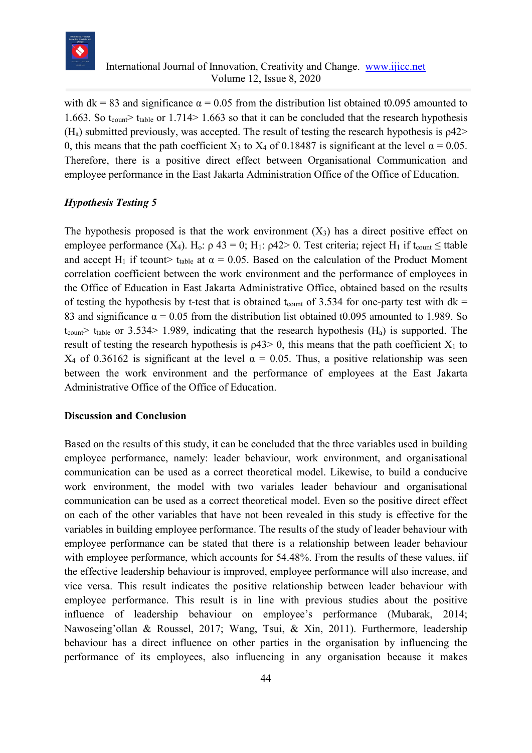with dk = 83 and significance $\alpha = 0.05$ from the distribution list obtained $t_{0.095}$ amounted to 1.663. So $t_{count} > t_{table}$ or 1.714> 1.663 so that it can be concluded that the research hypothesis ($H_a$) submitted previously, was accepted. The result of testing the research hypothesis is $\rho 42 > 0$, this means that the path coefficient $X_3$ to $X_4$ of 0.18487 is significant at the level $\alpha = 0.05$. Therefore, there is a positive direct effect between Organisational Communication and employee performance in the East Jakarta Administration Office of the Office of Education.

### *Hypothesis Testing 5*

The hypothesis proposed is that the work environment ($X_3$) has a direct positive effect on employee performance ($X_4$). $H_o$: $\rho$ 43 = 0; $H_1$: $\rho 42 > 0$. Test criteria; reject $H_1$ if $t_{count} \leq$ ttable and accept $H_1$ if tcount> $t_{table}$ at $\alpha = 0.05$. Based on the calculation of the Product Moment correlation coefficient between the work environment and the performance of employees in the Office of Education in East Jakarta Administrative Office, obtained based on the results of testing the hypothesis by t-test that is obtained $t_{count}$ of 3.534 for one-party test with dk = 83 and significance $\alpha = 0.05$ from the distribution list obtained $t_{0.095}$ amounted to 1.989. So $t_{count} > t_{table}$ or 3.534> 1.989, indicating that the research hypothesis ($H_a$) is supported. The result of testing the research hypothesis is $\rho 43 > 0$, this means that the path coefficient $X_1$ to $X_4$ of 0.36162 is significant at the level $\alpha = 0.05$. Thus, a positive relationship was seen between the work environment and the performance of employees at the East Jakarta Administrative Office of the Office of Education.

## Discussion and Conclusion

Based on the results of this study, it can be concluded that the three variables used in building employee performance, namely: leader behaviour, work environment, and organisational communication can be used as a correct theoretical model. Likewise, to build a conducive work environment, the model with two variales leader behaviour and organisational communication can be used as a correct theoretical model. Even so the positive direct effect on each of the other variables that have not been revealed in this study is effective for the variables in building employee performance. The results of the study of leader behaviour with employee performance can be stated that there is a relationship between leader behaviour with employee performance, which accounts for 54.48%. From the results of these values, iif the effective leadership behaviour is improved, employee performance will also increase, and vice versa. This result indicates the positive relationship between leader behaviour with employee performance. This result is in line with previous studies about the positive influence of leadership behaviour on employee's performance (Mubarak, 2014; Nawoseing'ollan & Roussel, 2017; Wang, Tsui, & Xin, 2011). Furthermore, leadership behaviour has a direct influence on other parties in the organisation by influencing the performance of its employees, also influencing in any organisation because it makes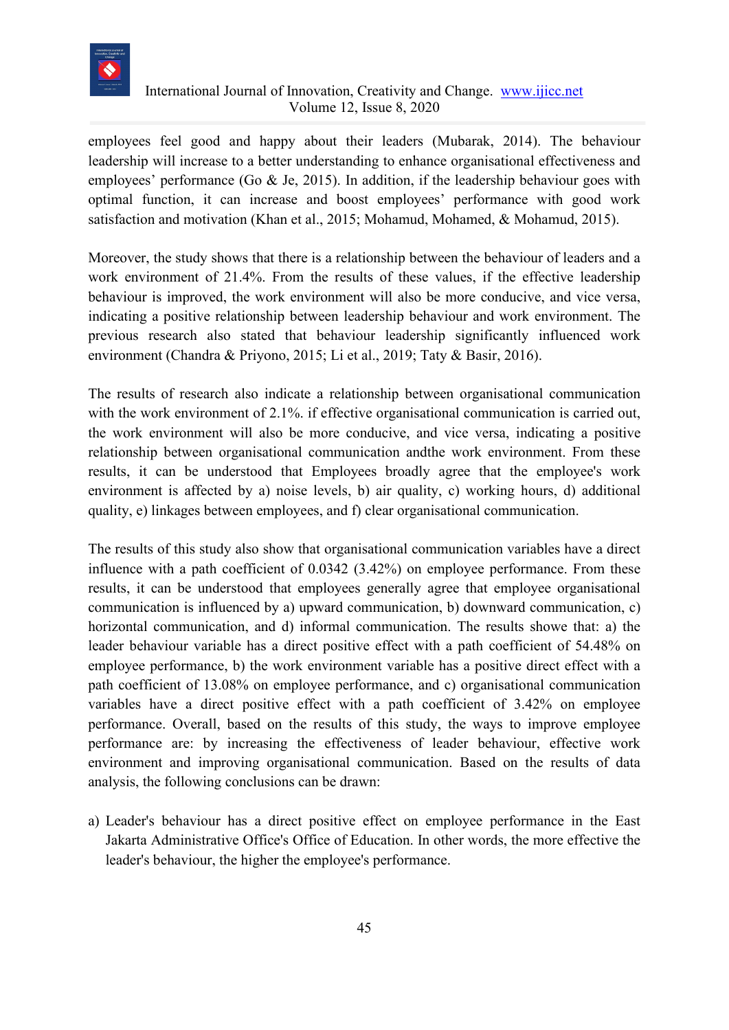employees feel good and happy about their leaders (Mubarak, 2014). The behaviour leadership will increase to a better understanding to enhance organisational effectiveness and employees' performance (Go & Je, 2015). In addition, if the leadership behaviour goes with optimal function, it can increase and boost employees' performance with good work satisfaction and motivation (Khan et al., 2015; Mohamud, Mohamed, & Mohamud, 2015).

Moreover, the study shows that there is a relationship between the behaviour of leaders and a work environment of 21.4%. From the results of these values, if the effective leadership behaviour is improved, the work environment will also be more conducive, and vice versa, indicating a positive relationship between leadership behaviour and work environment. The previous research also stated that behaviour leadership significantly influenced work environment (Chandra & Priyono, 2015; Li et al., 2019; Taty & Basir, 2016).

The results of research also indicate a relationship between organisational communication with the work environment of 2.1%. if effective organisational communication is carried out, the work environment will also be more conducive, and vice versa, indicating a positive relationship between organisational communication andthe work environment. From these results, it can be understood that Employees broadly agree that the employee's work environment is affected by a) noise levels, b) air quality, c) working hours, d) additional quality, e) linkages between employees, and f) clear organisational communication.

The results of this study also show that organisational communication variables have a direct influence with a path coefficient of 0.0342 (3.42%) on employee performance. From these results, it can be understood that employees generally agree that employee organisational communication is influenced by a) upward communication, b) downward communication, c) horizontal communication, and d) informal communication. The results showe that: a) the leader behaviour variable has a direct positive effect with a path coefficient of 54.48% on employee performance, b) the work environment variable has a positive direct effect with a path coefficient of 13.08% on employee performance, and c) organisational communication variables have a direct positive effect with a path coefficient of 3.42% on employee performance. Overall, based on the results of this study, the ways to improve employee performance are: by increasing the effectiveness of leader behaviour, effective work environment and improving organisational communication. Based on the results of data analysis, the following conclusions can be drawn:

a) Leader's behaviour has a direct positive effect on employee performance in the East Jakarta Administrative Office's Office of Education. In other words, the more effective the leader's behaviour, the higher the employee's performance.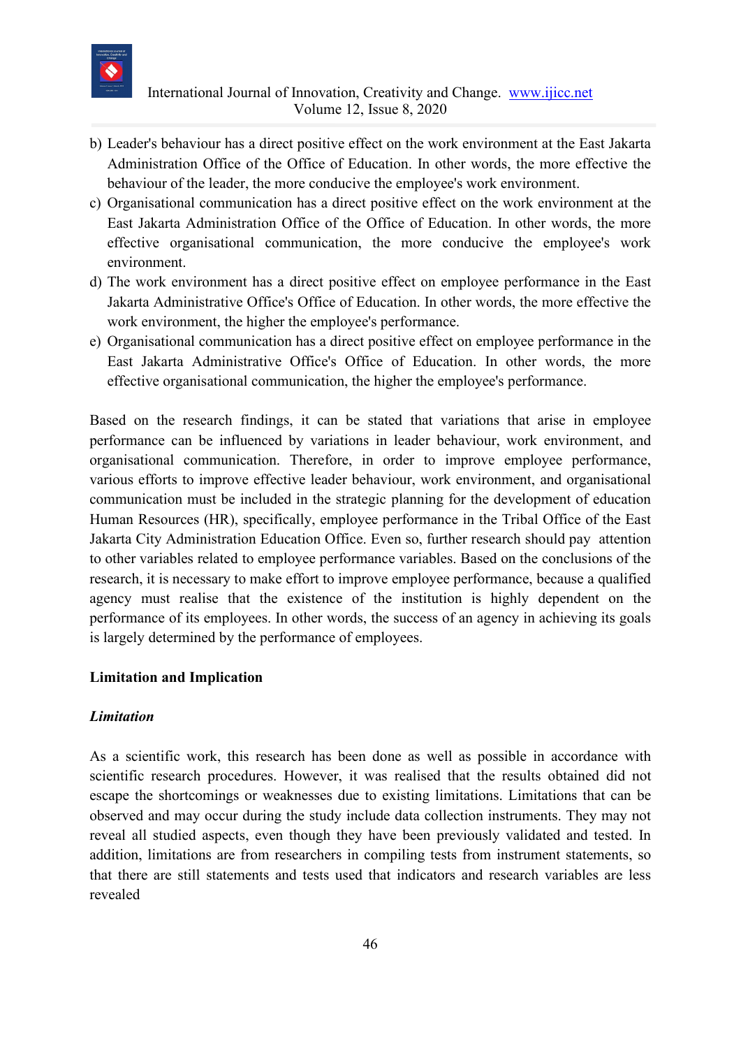b) Leader's behaviour has a direct positive effect on the work environment at the East Jakarta Administration Office of the Office of Education. In other words, the more effective the behaviour of the leader, the more conducive the employee's work environment.
c) Organisational communication has a direct positive effect on the work environment at the East Jakarta Administration Office of the Office of Education. In other words, the more effective organisational communication, the more conducive the employee's work environment.
d) The work environment has a direct positive effect on employee performance in the East Jakarta Administrative Office's Office of Education. In other words, the more effective the work environment, the higher the employee's performance.
e) Organisational communication has a direct positive effect on employee performance in the East Jakarta Administrative Office's Office of Education. In other words, the more effective organisational communication, the higher the employee's performance.

Based on the research findings, it can be stated that variations that arise in employee performance can be influenced by variations in leader behaviour, work environment, and organisational communication. Therefore, in order to improve employee performance, various efforts to improve effective leader behaviour, work environment, and organisational communication must be included in the strategic planning for the development of education Human Resources (HR), specifically, employee performance in the Tribal Office of the East Jakarta City Administration Education Office. Even so, further research should pay attention to other variables related to employee performance variables. Based on the conclusions of the research, it is necessary to make effort to improve employee performance, because a qualified agency must realise that the existence of the institution is highly dependent on the performance of its employees. In other words, the success of an agency in achieving its goals is largely determined by the performance of employees.

## Limitation and Implication

### *Limitation*

As a scientific work, this research has been done as well as possible in accordance with scientific research procedures. However, it was realised that the results obtained did not escape the shortcomings or weaknesses due to existing limitations. Limitations that can be observed and may occur during the study include data collection instruments. They may not reveal all studied aspects, even though they have been previously validated and tested. In addition, limitations are from researchers in compiling tests from instrument statements, so that there are still statements and tests used that indicators and research variables are less revealed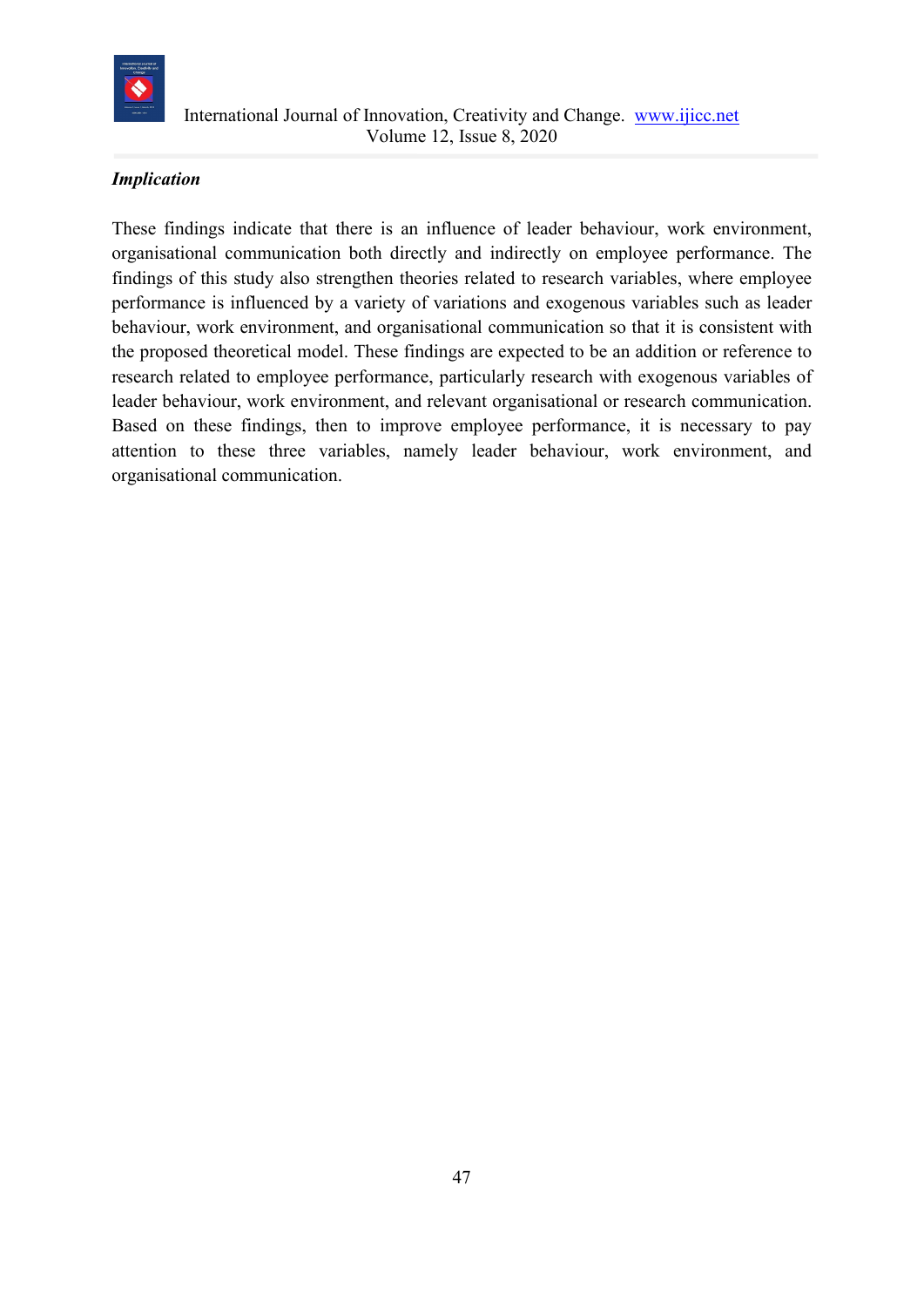### *Implication*

These findings indicate that there is an influence of leader behaviour, work environment, organisational communication both directly and indirectly on employee performance. The findings of this study also strengthen theories related to research variables, where employee performance is influenced by a variety of variations and exogenous variables such as leader behaviour, work environment, and organisational communication so that it is consistent with the proposed theoretical model. These findings are expected to be an addition or reference to research related to employee performance, particularly research with exogenous variables of leader behaviour, work environment, and relevant organisational or research communication. Based on these findings, then to improve employee performance, it is necessary to pay attention to these three variables, namely leader behaviour, work environment, and organisational communication.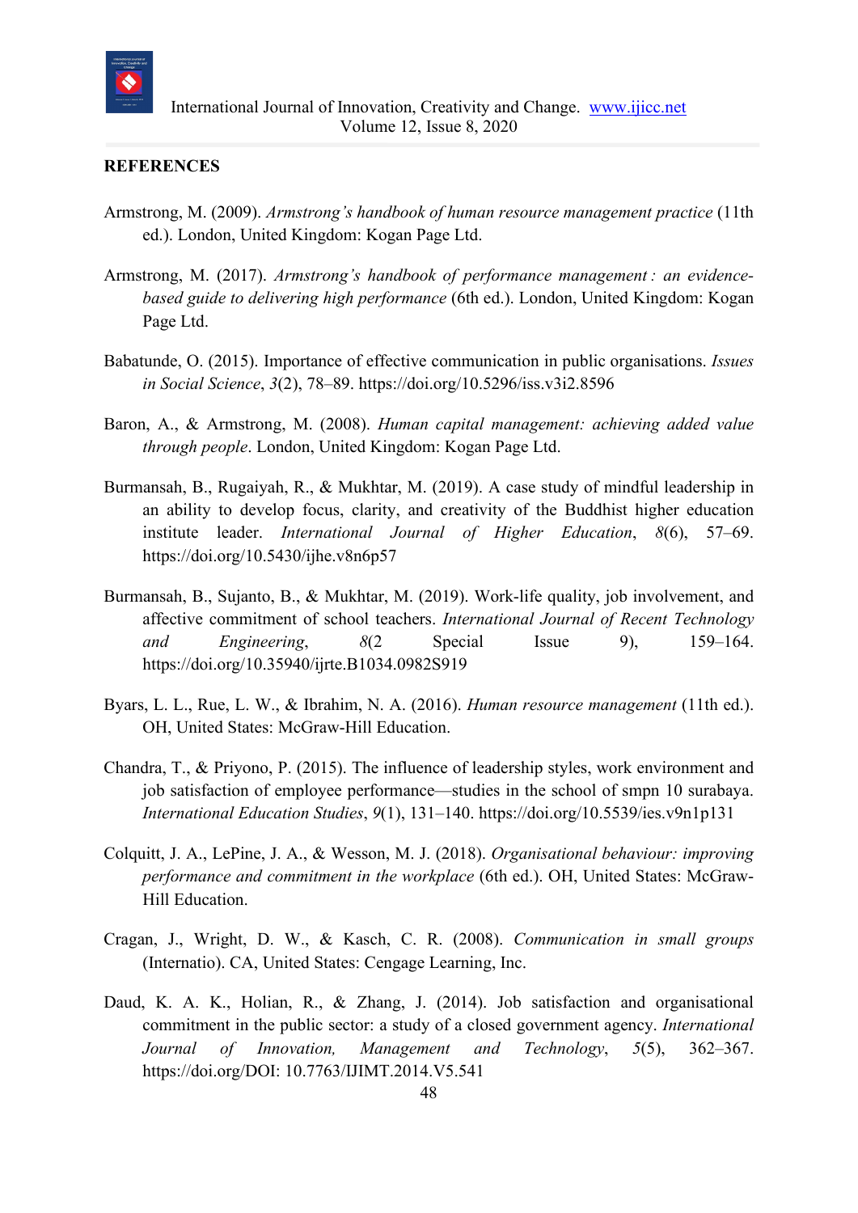## REFERENCES

Armstrong, M. (2009). *Armstrong's handbook of human resource management practice* (11th ed.). London, United Kingdom: Kogan Page Ltd.

Armstrong, M. (2017). *Armstrong's handbook of performance management : an evidence-based guide to delivering high performance* (6th ed.). London, United Kingdom: Kogan Page Ltd.

Babatunde, O. (2015). Importance of effective communication in public organisations. *Issues in Social Science*, *3*(2), 78–89. https://doi.org/10.5296/iss.v3i2.8596

Baron, A., & Armstrong, M. (2008). *Human capital management: achieving added value through people*. London, United Kingdom: Kogan Page Ltd.

Burmansah, B., Rugaiyah, R., & Mukhtar, M. (2019). A case study of mindful leadership in an ability to develop focus, clarity, and creativity of the Buddhist higher education institute leader. *International Journal of Higher Education*, *8*(6), 57–69. https://doi.org/10.5430/ijhe.v8n6p57

Burmansah, B., Sujanto, B., & Mukhtar, M. (2019). Work-life quality, job involvement, and affective commitment of school teachers. *International Journal of Recent Technology and Engineering*, *8*(2 Special Issue 9), 159–164. https://doi.org/10.35940/ijrte.B1034.0982S919

Byars, L. L., Rue, L. W., & Ibrahim, N. A. (2016). *Human resource management* (11th ed.). OH, United States: McGraw-Hill Education.

Chandra, T., & Priyono, P. (2015). The influence of leadership styles, work environment and job satisfaction of employee performance—studies in the school of smpn 10 surabaya. *International Education Studies*, *9*(1), 131–140. https://doi.org/10.5539/ies.v9n1p131

Colquitt, J. A., LePine, J. A., & Wesson, M. J. (2018). *Organisational behaviour: improving performance and commitment in the workplace* (6th ed.). OH, United States: McGraw-Hill Education.

Cragan, J., Wright, D. W., & Kasch, C. R. (2008). *Communication in small groups* (Internatio). CA, United States: Cengage Learning, Inc.

Daud, K. A. K., Holian, R., & Zhang, J. (2014). Job satisfaction and organisational commitment in the public sector: a study of a closed government agency. *International Journal of Innovation, Management and Technology*, *5*(5), 362–367. https://doi.org/DOI: 10.7763/IJIMT.2014.V5.541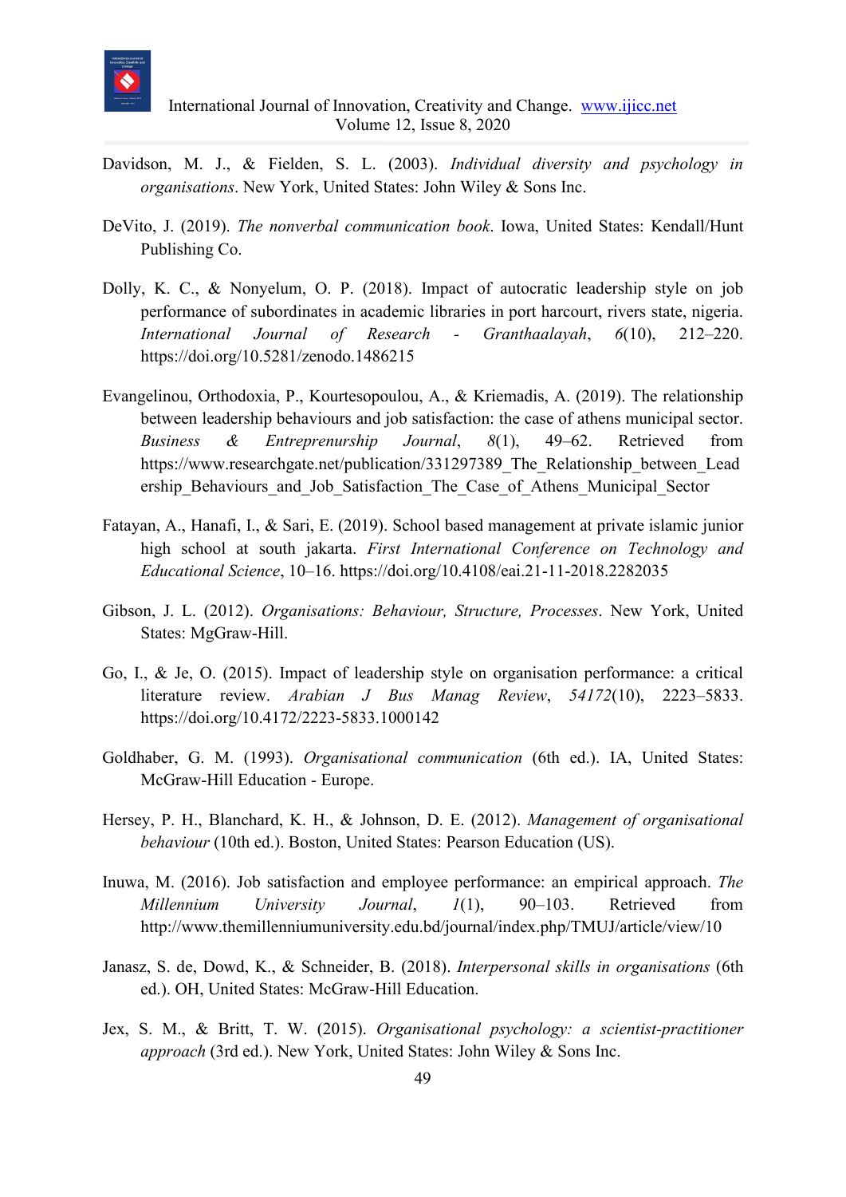Davidson, M. J., & Fielden, S. L. (2003). *Individual diversity and psychology in organisations*. New York, United States: John Wiley & Sons Inc.

DeVito, J. (2019). *The nonverbal communication book*. Iowa, United States: Kendall/Hunt Publishing Co.

Dolly, K. C., & Nonyelum, O. P. (2018). Impact of autocratic leadership style on job performance of subordinates in academic libraries in port harcourt, rivers state, nigeria. *International Journal of Research - Granthaalayah*, *6*(10), 212–220. https://doi.org/10.5281/zenodo.1486215

Evangelinou, Orthodoxia, P., Kourtesopoulou, A., & Kriemadis, A. (2019). The relationship between leadership behaviours and job satisfaction: the case of athens municipal sector. *Business & Entreprenurship Journal*, *8*(1), 49–62. Retrieved from https://www.researchgate.net/publication/331297389_The_Relationship_between_Leadership_Behaviours_and_Job_Satisfaction_The_Case_of_Athens_Municipal_Sector

Fatayan, A., Hanafi, I., & Sari, E. (2019). School based management at private islamic junior high school at south jakarta. *First International Conference on Technology and Educational Science*, 10–16. https://doi.org/10.4108/eai.21-11-2018.2282035

Gibson, J. L. (2012). *Organisations: Behaviour, Structure, Processes*. New York, United States: MgGraw-Hill.

Go, I., & Je, O. (2015). Impact of leadership style on organisation performance: a critical literature review. *Arabian J Bus Manag Review*, *54172*(10), 2223–5833. https://doi.org/10.4172/2223-5833.1000142

Goldhaber, G. M. (1993). *Organisational communication* (6th ed.). IA, United States: McGraw-Hill Education - Europe.

Hersey, P. H., Blanchard, K. H., & Johnson, D. E. (2012). *Management of organisational behaviour* (10th ed.). Boston, United States: Pearson Education (US).

Inuwa, M. (2016). Job satisfaction and employee performance: an empirical approach. *The Millennium University Journal*, *1*(1), 90–103. Retrieved from http://www.themillenniumuniversity.edu.bd/journal/index.php/TMUJ/article/view/10

Janasz, S. de, Dowd, K., & Schneider, B. (2018). *Interpersonal skills in organisations* (6th ed.). OH, United States: McGraw-Hill Education.

Jex, S. M., & Britt, T. W. (2015). *Organisational psychology: a scientist-practitioner approach* (3rd ed.). New York, United States: John Wiley & Sons Inc.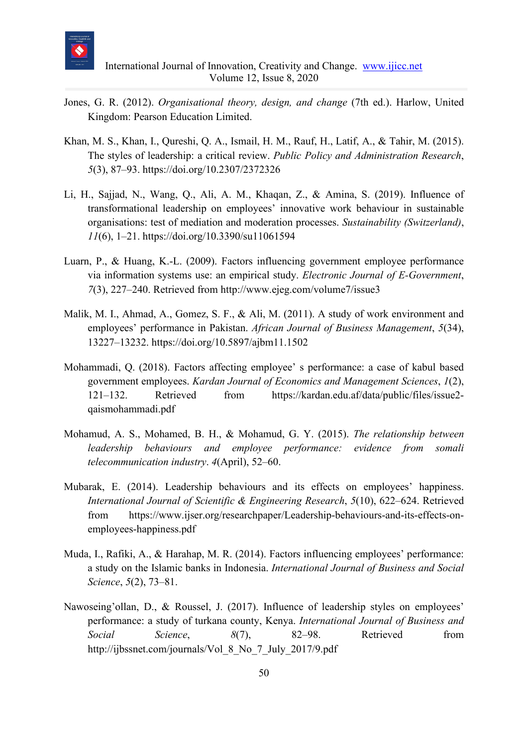Jones, G. R. (2012). *Organisational theory, design, and change* (7th ed.). Harlow, United Kingdom: Pearson Education Limited.

Khan, M. S., Khan, I., Qureshi, Q. A., Ismail, H. M., Rauf, H., Latif, A., & Tahir, M. (2015). The styles of leadership: a critical review. *Public Policy and Administration Research*, *5*(3), 87–93. https://doi.org/10.2307/2372326

Li, H., Sajjad, N., Wang, Q., Ali, A. M., Khaqan, Z., & Amina, S. (2019). Influence of transformational leadership on employees' innovative work behaviour in sustainable organisations: test of mediation and moderation processes. *Sustainability (Switzerland)*, *11*(6), 1–21. https://doi.org/10.3390/su11061594

Luarn, P., & Huang, K.-L. (2009). Factors influencing government employee performance via information systems use: an empirical study. *Electronic Journal of E-Government*, *7*(3), 227–240. Retrieved from http://www.ejeg.com/volume7/issue3

Malik, M. I., Ahmad, A., Gomez, S. F., & Ali, M. (2011). A study of work environment and employees' performance in Pakistan. *African Journal of Business Management*, *5*(34), 13227–13232. https://doi.org/10.5897/ajbm11.1502

Mohammadi, Q. (2018). Factors affecting employee' s performance: a case of kabul based government employees. *Kardan Journal of Economics and Management Sciences*, *1*(2), 121–132. Retrieved from https://kardan.edu.af/data/public/files/issue2-qaismohammadi.pdf

Mohamud, A. S., Mohamed, B. H., & Mohamud, G. Y. (2015). *The relationship between leadership behaviours and employee performance: evidence from somali telecommunication industry*. *4*(April), 52–60.

Mubarak, E. (2014). Leadership behaviours and its effects on employees' happiness. *International Journal of Scientific & Engineering Research*, *5*(10), 622–624. Retrieved from https://www.ijser.org/researchpaper/Leadership-behaviours-and-its-effects-on-employees-happiness.pdf

Muda, I., Rafiki, A., & Harahap, M. R. (2014). Factors influencing employees' performance: a study on the Islamic banks in Indonesia. *International Journal of Business and Social Science*, *5*(2), 73–81.

Nawoseing'ollan, D., & Roussel, J. (2017). Influence of leadership styles on employees' performance: a study of turkana county, Kenya. *International Journal of Business and Social Science*, *8*(7), 82–98. Retrieved from http://ijbssnet.com/journals/Vol_8_No_7_July_2017/9.pdf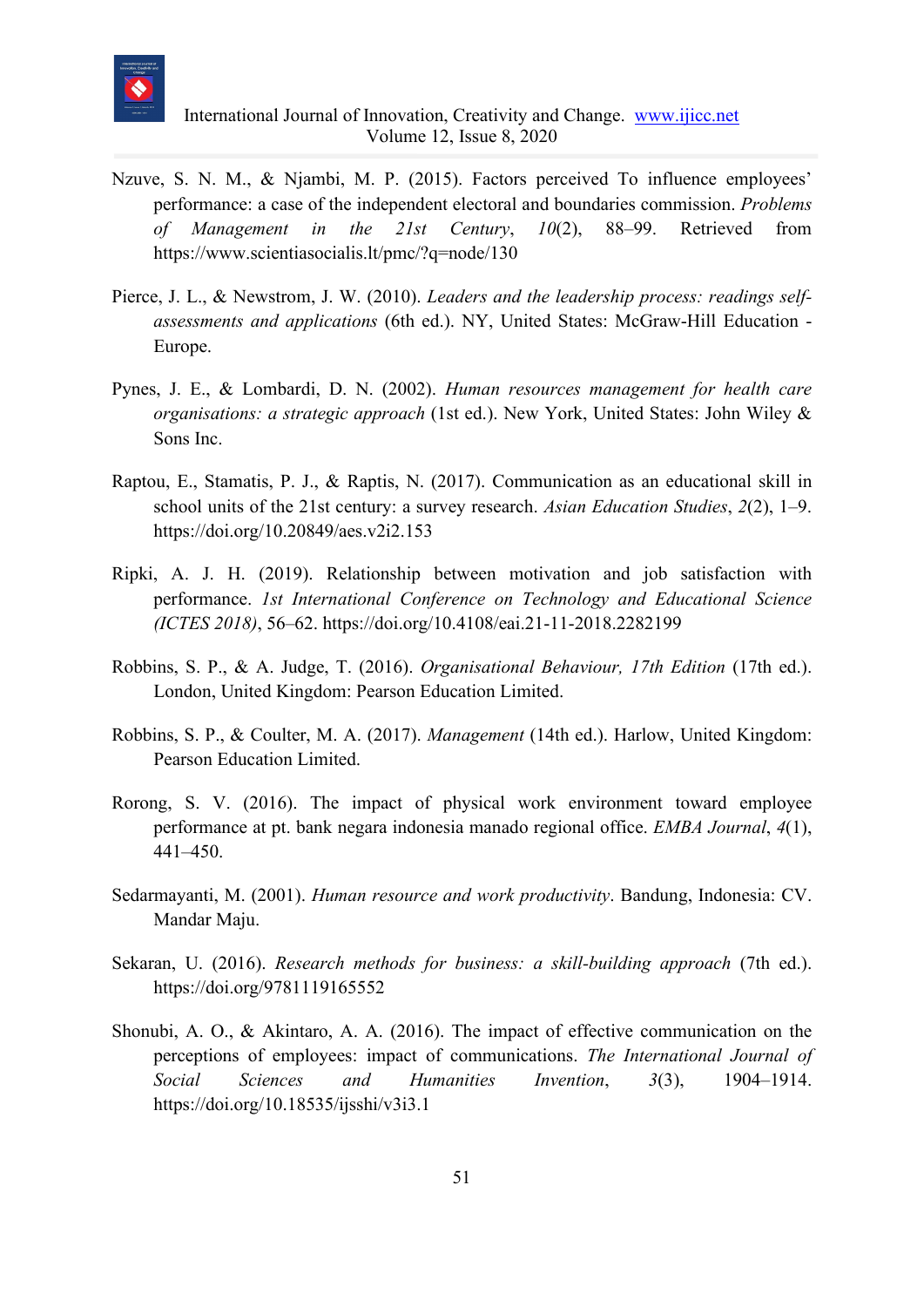Nzuve, S. N. M., & Njambi, M. P. (2015). Factors perceived To influence employees' performance: a case of the independent electoral and boundaries commission. *Problems of Management in the 21st Century*, *10*(2), 88–99. Retrieved from https://www.scientiasocialis.lt/pmc/?q=node/130

Pierce, J. L., & Newstrom, J. W. (2010). *Leaders and the leadership process: readings self-assessments and applications* (6th ed.). NY, United States: McGraw-Hill Education - Europe.

Pynes, J. E., & Lombardi, D. N. (2002). *Human resources management for health care organisations: a strategic approach* (1st ed.). New York, United States: John Wiley & Sons Inc.

Raptou, E., Stamatis, P. J., & Raptis, N. (2017). Communication as an educational skill in school units of the 21st century: a survey research. *Asian Education Studies*, *2*(2), 1–9. https://doi.org/10.20849/aes.v2i2.153

Ripki, A. J. H. (2019). Relationship between motivation and job satisfaction with performance. *1st International Conference on Technology and Educational Science (ICTES 2018)*, 56–62. https://doi.org/10.4108/eai.21-11-2018.2282199

Robbins, S. P., & A. Judge, T. (2016). *Organisational Behaviour, 17th Edition* (17th ed.). London, United Kingdom: Pearson Education Limited.

Robbins, S. P., & Coulter, M. A. (2017). *Management* (14th ed.). Harlow, United Kingdom: Pearson Education Limited.

Rorong, S. V. (2016). The impact of physical work environment toward employee performance at pt. bank negara indonesia manado regional office. *EMBA Journal*, *4*(1), 441–450.

Sedarmayanti, M. (2001). *Human resource and work productivity*. Bandung, Indonesia: CV. Mandar Maju.

Sekaran, U. (2016). *Research methods for business: a skill-building approach* (7th ed.). https://doi.org/9781119165552

Shonubi, A. O., & Akintaro, A. A. (2016). The impact of effective communication on the perceptions of employees: impact of communications. *The International Journal of Social Sciences and Humanities Invention*, *3*(3), 1904–1914. https://doi.org/10.18535/ijsshi/v3i3.1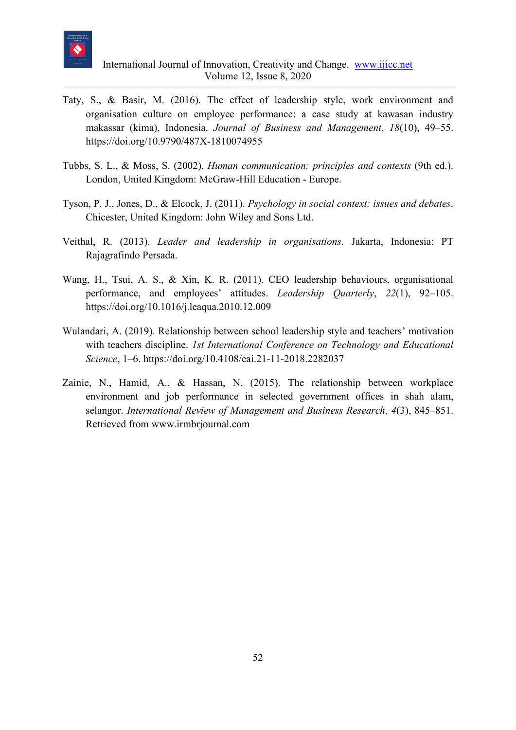Taty, S., & Basir, M. (2016). The effect of leadership style, work environment and organisation culture on employee performance: a case study at kawasan industry makassar (kima), Indonesia. *Journal of Business and Management*, *18*(10), 49–55. https://doi.org/10.9790/487X-1810074955

Tubbs, S. L., & Moss, S. (2002). *Human communication: principles and contexts* (9th ed.). London, United Kingdom: McGraw-Hill Education - Europe.

Tyson, P. J., Jones, D., & Elcock, J. (2011). *Psychology in social context: issues and debates*. Chicester, United Kingdom: John Wiley and Sons Ltd.

Veithal, R. (2013). *Leader and leadership in organisations*. Jakarta, Indonesia: PT Rajagrafindo Persada.

Wang, H., Tsui, A. S., & Xin, K. R. (2011). CEO leadership behaviours, organisational performance, and employees' attitudes. *Leadership Quarterly*, *22*(1), 92–105. https://doi.org/10.1016/j.leaqua.2010.12.009

Wulandari, A. (2019). Relationship between school leadership style and teachers' motivation with teachers discipline. *1st International Conference on Technology and Educational Science*, 1–6. https://doi.org/10.4108/eai.21-11-2018.2282037

Zainie, N., Hamid, A., & Hassan, N. (2015). The relationship between workplace environment and job performance in selected government offices in shah alam, selangor. *International Review of Management and Business Research*, *4*(3), 845–851. Retrieved from www.irmbrjournal.com